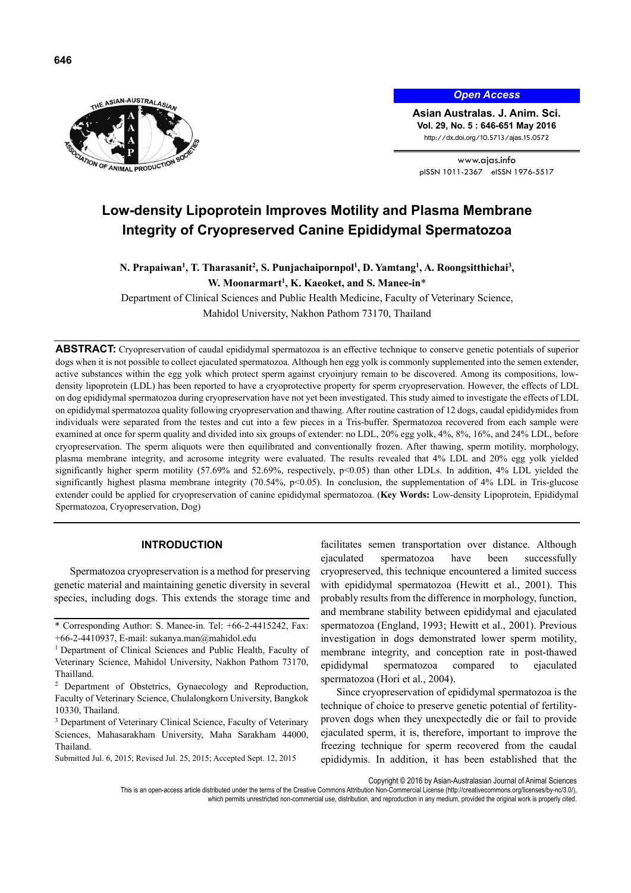# Low-density Lipoprotein Improves Motility and Plasma Membrane Integrity of Cryopreserved Canine Epididymal Spermatozoa

**N. Prapaiwan[1], T. Tharasanit[2], S. Punjachaipornpol[1], D. Yamtang[1], A. Roongsitthichai[3], W. Moonarmart[1], K. Kaeoket, and S. Manee-in***

Department of Clinical Sciences and Public Health Medicine, Faculty of Veterinary Science, Mahidol University, Nakhon Pathom 73170, Thailand

**ABSTRACT:** Cryopreservation of caudal epididymal spermatozoa is an effective technique to conserve genetic potentials of superior dogs when it is not possible to collect ejaculated spermatozoa. Although hen egg yolk is commonly supplemented into the semen extender, active substances within the egg yolk which protect sperm against cryoinjury remain to be discovered. Among its compositions, low-density lipoprotein (LDL) has been reported to have a cryoprotective property for sperm cryopreservation. However, the effects of LDL on dog epididymal spermatozoa during cryopreservation have not yet been investigated. This study aimed to investigate the effects of LDL on epididymal spermatozoa quality following cryopreservation and thawing. After routine castration of 12 dogs, caudal epididymides from individuals were separated from the testes and cut into a few pieces in a Tris-buffer. Spermatozoa recovered from each sample were examined at once for sperm quality and divided into six groups of extender: no LDL, 20% egg yolk, 4%, 8%, 16%, and 24% LDL, before cryopreservation. The sperm aliquots were then equilibrated and conventionally frozen. After thawing, sperm motility, morphology, plasma membrane integrity, and acrosome integrity were evaluated. The results revealed that 4% LDL and 20% egg yolk yielded significantly higher sperm motility (57.69% and 52.69%, respectively, $p<0.05$) than other LDLs. In addition, 4% LDL yielded the significantly highest plasma membrane integrity (70.54%, $p<0.05$). In conclusion, the supplementation of 4% LDL in Tris-glucose extender could be applied for cryopreservation of canine epididymal spermatozoa. (**Key Words:** Low-density Lipoprotein, Epididymal Spermatozoa, Cryopreservation, Dog)

## INTRODUCTION

Spermatozoa cryopreservation is a method for preserving genetic material and maintaining genetic diversity in several species, including dogs. This extends the storage time and facilitates semen transportation over distance. Although ejaculated spermatozoa have been successfully cryopreserved, this technique encountered a limited success with epididymal spermatozoa (Hewitt et al., 2001). This probably results from the difference in morphology, function, and membrane stability between epididymal and ejaculated spermatozoa (England, 1993; Hewitt et al., 2001). Previous investigation in dogs demonstrated lower sperm motility, membrane integrity, and conception rate in post-thawed epididymal spermatozoa compared to ejaculated spermatozoa (Hori et al., 2004).

Since cryopreservation of epididymal spermatozoa is the technique of choice to preserve genetic potential of fertility-proven dogs when they unexpectedly die or fail to provide ejaculated sperm, it is, therefore, important to improve the freezing technique for sperm recovered from the caudal epididymis. In addition, it has been established that the

\* Corresponding Author: S. Manee-in. Tel: +66-2-4415242, Fax: +66-2-4410937, E-mail: sukanya.man@mahidol.edu

[1] Department of Clinical Sciences and Public Health, Faculty of Veterinary Science, Mahidol University, Nakhon Pathom 73170, Thailland.

[2] Department of Obstetrics, Gynaecology and Reproduction, Faculty of Veterinary Science, Chulalongkorn University, Bangkok 10330, Thailand.

[3] Department of Veterinary Clinical Science, Faculty of Veterinary Sciences, Mahasarakham University, Maha Sarakham 44000, Thailand.

Submitted Jul. 6, 2015; Revised Jul. 25, 2015; Accepted Sept. 12, 2015

Copyright © 2016 by Asian-Australasian Journal of Animal Sciences

This is an open-access article distributed under the terms of the Creative Commons Attribution Non-Commercial License (http://creativecommons.org/licenses/by-nc/3.0/), which permits unrestricted non-commercial use, distribution, and reproduction in any medium, provided the original work is properly cited.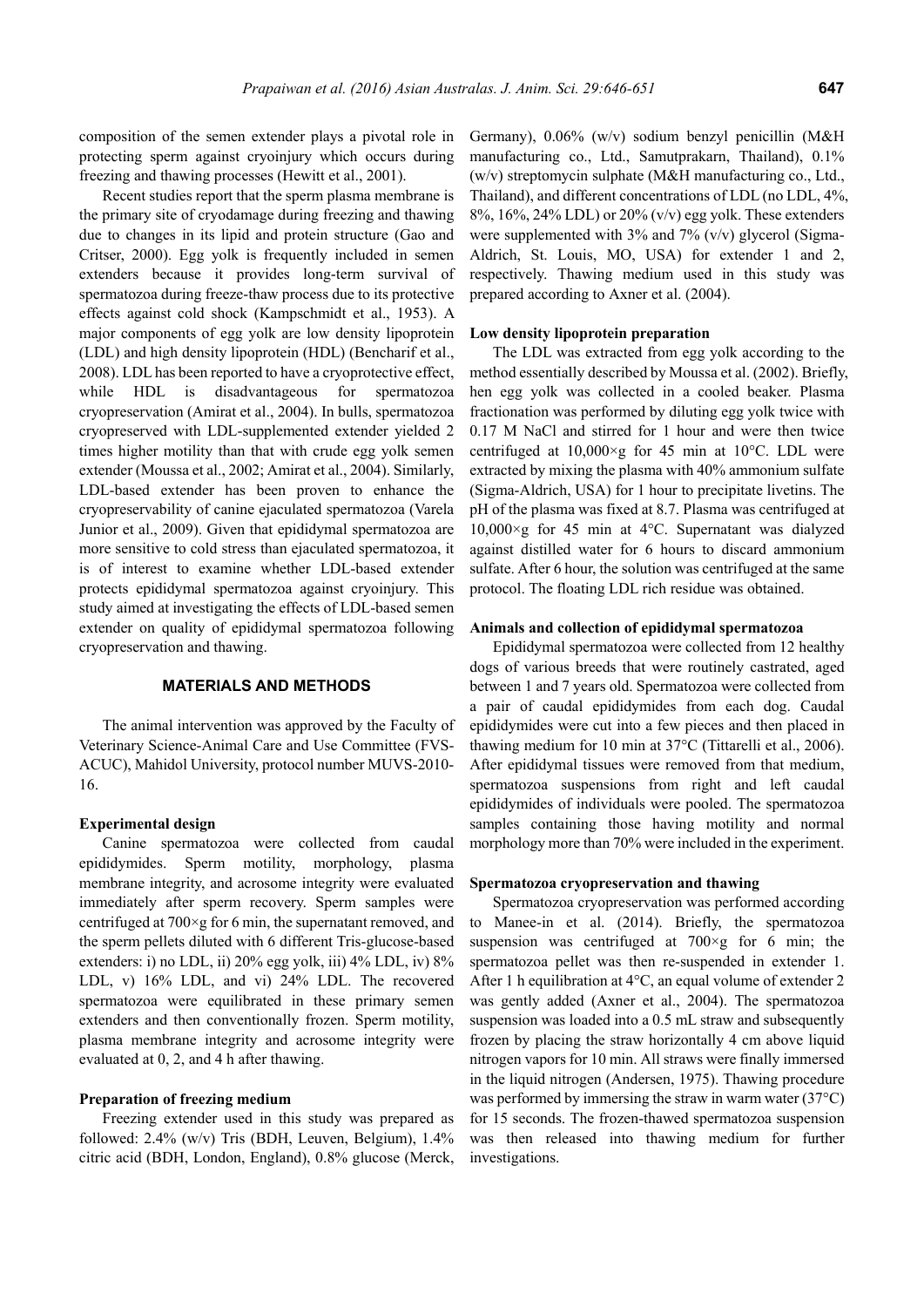composition of the semen extender plays a pivotal role in protecting sperm against cryoinjury which occurs during freezing and thawing processes (Hewitt et al., 2001).

Recent studies report that the sperm plasma membrane is the primary site of cryodamage during freezing and thawing due to changes in its lipid and protein structure (Gao and Critser, 2000). Egg yolk is frequently included in semen extenders because it provides long-term survival of spermatozoa during freeze-thaw process due to its protective effects against cold shock (Kampschmidt et al., 1953). A major components of egg yolk are low density lipoprotein (LDL) and high density lipoprotein (HDL) (Bencharif et al., 2008). LDL has been reported to have a cryoprotective effect, while HDL is disadvantageous for spermatozoa cryopreservation (Amirat et al., 2004). In bulls, spermatozoa cryopreserved with LDL-supplemented extender yielded 2 times higher motility than that with crude egg yolk semen extender (Moussa et al., 2002; Amirat et al., 2004). Similarly, LDL-based extender has been proven to enhance the cryopreservability of canine ejaculated spermatozoa (Varela Junior et al., 2009). Given that epididymal spermatozoa are more sensitive to cold stress than ejaculated spermatozoa, it is of interest to examine whether LDL-based extender protects epididymal spermatozoa against cryoinjury. This study aimed at investigating the effects of LDL-based semen extender on quality of epididymal spermatozoa following cryopreservation and thawing.

## MATERIALS AND METHODS

The animal intervention was approved by the Faculty of Veterinary Science-Animal Care and Use Committee (FVS-ACUC), Mahidol University, protocol number MUVS-2010-16.

### Experimental design

Canine spermatozoa were collected from caudal epididymides. Sperm motility, morphology, plasma membrane integrity, and acrosome integrity were evaluated immediately after sperm recovery. Sperm samples were centrifuged at 700×g for 6 min, the supernatant removed, and the sperm pellets diluted with 6 different Tris-glucose-based extenders: i) no LDL, ii) 20% egg yolk, iii) 4% LDL, iv) 8% LDL, v) 16% LDL, and vi) 24% LDL. The recovered spermatozoa were equilibrated in these primary semen extenders and then conventionally frozen. Sperm motility, plasma membrane integrity and acrosome integrity were evaluated at 0, 2, and 4 h after thawing.

### Preparation of freezing medium

Freezing extender used in this study was prepared as followed: 2.4% (w/v) Tris (BDH, Leuven, Belgium), 1.4% citric acid (BDH, London, England), 0.8% glucose (Merck, Germany), 0.06% (w/v) sodium benzyl penicillin (M&H manufacturing co., Ltd., Samutprakarn, Thailand), 0.1% (w/v) streptomycin sulphate (M&H manufacturing co., Ltd., Thailand), and different concentrations of LDL (no LDL, 4%, 8%, 16%, 24% LDL) or 20% (v/v) egg yolk. These extenders were supplemented with 3% and 7% (v/v) glycerol (Sigma-Aldrich, St. Louis, MO, USA) for extender 1 and 2, respectively. Thawing medium used in this study was prepared according to Axner et al. (2004).

### Low density lipoprotein preparation

The LDL was extracted from egg yolk according to the method essentially described by Moussa et al. (2002). Briefly, hen egg yolk was collected in a cooled beaker. Plasma fractionation was performed by diluting egg yolk twice with 0.17 M NaCl and stirred for 1 hour and were then twice centrifuged at 10,000×g for 45 min at 10°C. LDL were extracted by mixing the plasma with 40% ammonium sulfate (Sigma-Aldrich, USA) for 1 hour to precipitate livetins. The pH of the plasma was fixed at 8.7. Plasma was centrifuged at 10,000×g for 45 min at 4°C. Supernatant was dialyzed against distilled water for 6 hours to discard ammonium sulfate. After 6 hour, the solution was centrifuged at the same protocol. The floating LDL rich residue was obtained.

### Animals and collection of epididymal spermatozoa

Epididymal spermatozoa were collected from 12 healthy dogs of various breeds that were routinely castrated, aged between 1 and 7 years old. Spermatozoa were collected from a pair of caudal epididymides from each dog. Caudal epididymides were cut into a few pieces and then placed in thawing medium for 10 min at 37°C (Tittarelli et al., 2006). After epididymal tissues were removed from that medium, spermatozoa suspensions from right and left caudal epididymides of individuals were pooled. The spermatozoa samples containing those having motility and normal morphology more than 70% were included in the experiment.

### Spermatozoa cryopreservation and thawing

Spermatozoa cryopreservation was performed according to Manee-in et al. (2014). Briefly, the spermatozoa suspension was centrifuged at 700×g for 6 min; the spermatozoa pellet was then re-suspended in extender 1. After 1 h equilibration at 4°C, an equal volume of extender 2 was gently added (Axner et al., 2004). The spermatozoa suspension was loaded into a 0.5 mL straw and subsequently frozen by placing the straw horizontally 4 cm above liquid nitrogen vapors for 10 min. All straws were finally immersed in the liquid nitrogen (Andersen, 1975). Thawing procedure was performed by immersing the straw in warm water (37°C) for 15 seconds. The frozen-thawed spermatozoa suspension was then released into thawing medium for further investigations.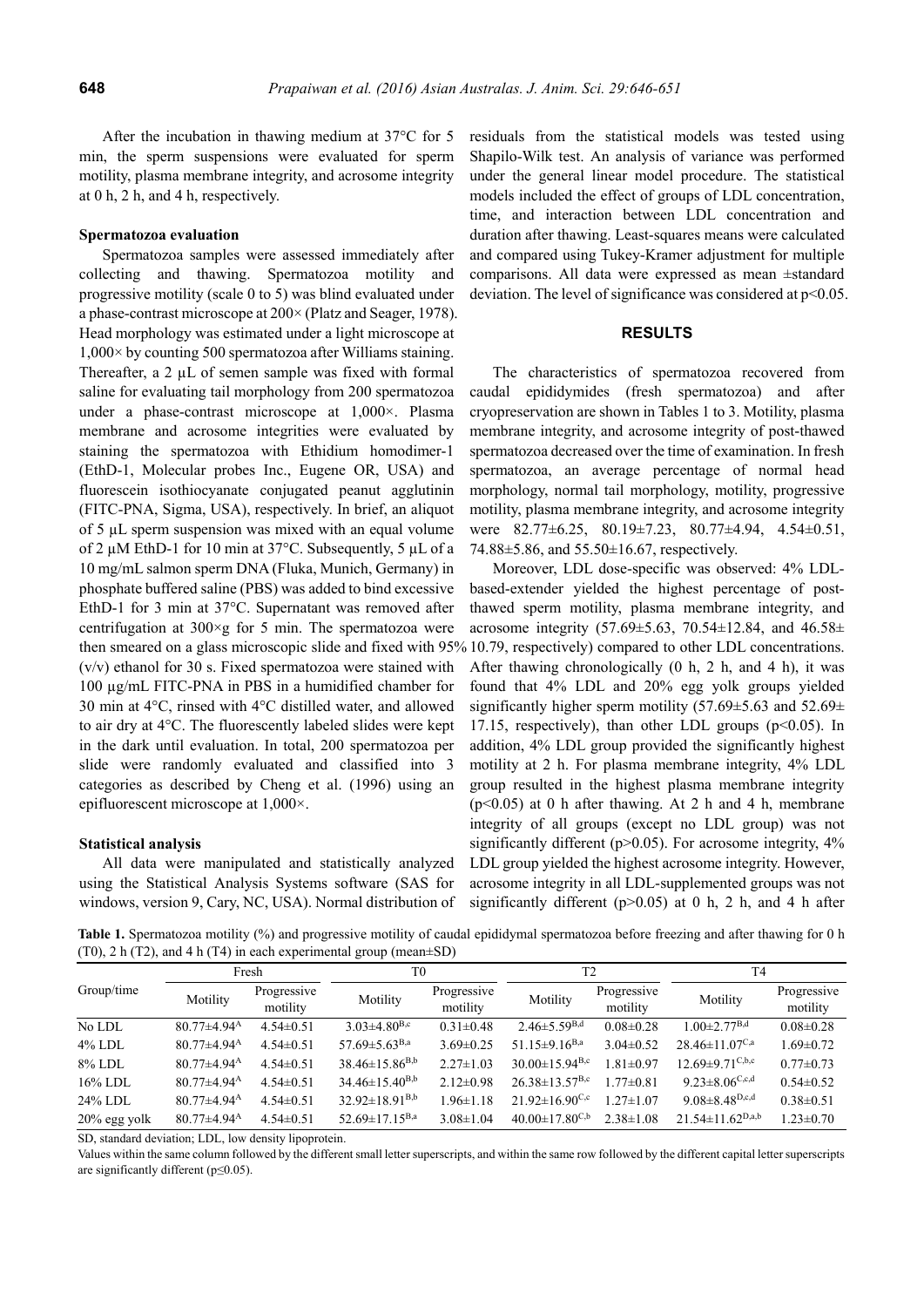After the incubation in thawing medium at 37°C for 5 min, the sperm suspensions were evaluated for sperm motility, plasma membrane integrity, and acrosome integrity at 0 h, 2 h, and 4 h, respectively.

### Spermatozoa evaluation

Spermatozoa samples were assessed immediately after collecting and thawing. Spermatozoa motility and progressive motility (scale 0 to 5) was blind evaluated under a phase-contrast microscope at 200× (Platz and Seager, 1978). Head morphology was estimated under a light microscope at 1,000× by counting 500 spermatozoa after Williams staining. Thereafter, a 2 μL of semen sample was fixed with formal saline for evaluating tail morphology from 200 spermatozoa under a phase-contrast microscope at 1,000×. Plasma membrane and acrosome integrities were evaluated by staining the spermatozoa with Ethidium homodimer-1 (EthD-1, Molecular probes Inc., Eugene OR, USA) and fluorescein isothiocyanate conjugated peanut agglutinin (FITC-PNA, Sigma, USA), respectively. In brief, an aliquot of 5 μL sperm suspension was mixed with an equal volume of 2 μM EthD-1 for 10 min at 37°C. Subsequently, 5 μL of a 10 mg/mL salmon sperm DNA (Fluka, Munich, Germany) in phosphate buffered saline (PBS) was added to bind excessive EthD-1 for 3 min at 37°C. Supernatant was removed after centrifugation at 300×g for 5 min. The spermatozoa were then smeared on a glass microscopic slide and fixed with 95% (v/v) ethanol for 30 s. Fixed spermatozoa were stained with 100 μg/mL FITC-PNA in PBS in a humidified chamber for 30 min at 4°C, rinsed with 4°C distilled water, and allowed to air dry at 4°C. The fluorescently labeled slides were kept in the dark until evaluation. In total, 200 spermatozoa per slide were randomly evaluated and classified into 3 categories as described by Cheng et al. (1996) using an epifluorescent microscope at 1,000×.

### Statistical analysis

All data were manipulated and statistically analyzed using the Statistical Analysis Systems software (SAS for windows, version 9, Cary, NC, USA). Normal distribution of residuals from the statistical models was tested using Shapilo-Wilk test. An analysis of variance was performed under the general linear model procedure. The statistical models included the effect of groups of LDL concentration, time, and interaction between LDL concentration and duration after thawing. Least-squares means were calculated and compared using Tukey-Kramer adjustment for multiple comparisons. All data were expressed as mean ±standard deviation. The level of significance was considered at $p<0.05$.

## RESULTS

The characteristics of spermatozoa recovered from caudal epididymides (fresh spermatozoa) and after cryopreservation are shown in Tables 1 to 3. Motility, plasma membrane integrity, and acrosome integrity of post-thawed spermatozoa decreased over the time of examination. In fresh spermatozoa, an average percentage of normal head morphology, normal tail morphology, motility, progressive motility, plasma membrane integrity, and acrosome integrity were 82.77±6.25, 80.19±7.23, 80.77±4.94, 4.54±0.51, 74.88±5.86, and 55.50±16.67, respectively.

Moreover, LDL dose-specific was observed: 4% LDL-based-extender yielded the highest percentage of post-thawed sperm motility, plasma membrane integrity, and acrosome integrity (57.69±5.63, 70.54±12.84, and 46.58±10.79, respectively) compared to other LDL concentrations. After thawing chronologically (0 h, 2 h, and 4 h), it was found that 4% LDL and 20% egg yolk groups yielded significantly higher sperm motility (57.69±5.63 and 52.69±17.15, respectively), than other LDL groups ($p<0.05$). In addition, 4% LDL group provided the significantly highest motility at 2 h. For plasma membrane integrity, 4% LDL group resulted in the highest plasma membrane integrity ($p<0.05$) at 0 h after thawing. At 2 h and 4 h, membrane integrity of all groups (except no LDL group) was not significantly different ($p>0.05$). For acrosome integrity, 4% LDL group yielded the highest acrosome integrity. However, acrosome integrity in all LDL-supplemented groups was not significantly different ($p>0.05$) at 0 h, 2 h, and 4 h after

**Table 1.** Spermatozoa motility (%) and progressive motility of caudal epididymal spermatozoa before freezing and after thawing for 0 h (T0), 2 h (T2), and 4 h (T4) in each experimental group (mean±SD)

| Group/time | Fresh | | T0 | | T2 | | T4 | |
|---|---|---|---|---|---|---|---|---|
| | Motility | Progressive motility | Motility | Progressive motility | Motility | Progressive motility | Motility | Progressive motility |
| No LDL | 80.77±4.94$^{A}$ | 4.54±0.51 | 3.03±4.80$^{B,c}$ | 0.31±0.48 | 2.46±5.59$^{B,d}$ | 0.08±0.28 | 1.00±2.77$^{B,d}$ | 0.08±0.28 |
| 4% LDL | 80.77±4.94$^{A}$ | 4.54±0.51 | 57.69±5.63$^{B,a}$ | 3.69±0.25 | 51.15±9.16$^{B,a}$ | 3.04±0.52 | 28.46±11.07$^{C,a}$ | 1.69±0.72 |
| 8% LDL | 80.77±4.94$^{A}$ | 4.54±0.51 | 38.46±15.86$^{B,b}$ | 2.27±1.03 | 30.00±15.94$^{B,c}$ | 1.81±0.97 | 12.69±9.71$^{C,b,c}$ | 0.77±0.73 |
| 16% LDL | 80.77±4.94$^{A}$ | 4.54±0.51 | 34.46±15.40$^{B,b}$ | 2.12±0.98 | 26.38±13.57$^{B,c}$ | 1.77±0.81 | 9.23±8.06$^{C,c,d}$ | 0.54±0.52 |
| 24% LDL | 80.77±4.94$^{A}$ | 4.54±0.51 | 32.92±18.91$^{B,b}$ | 1.96±1.18 | 21.92±16.90$^{C,c}$ | 1.27±1.07 | 9.08±8.48$^{D,c,d}$ | 0.38±0.51 |
| 20% egg yolk | 80.77±4.94$^{A}$ | 4.54±0.51 | 52.69±17.15$^{B,a}$ | 3.08±1.04 | 40.00±17.80$^{C,b}$ | 2.38±1.08 | 21.54±11.62$^{D,a,b}$ | 1.23±0.70 |

SD, standard deviation; LDL, low density lipoprotein.

Values within the same column followed by the different small letter superscripts, and within the same row followed by the different capital letter superscripts are significantly different ($p\leq0.05$).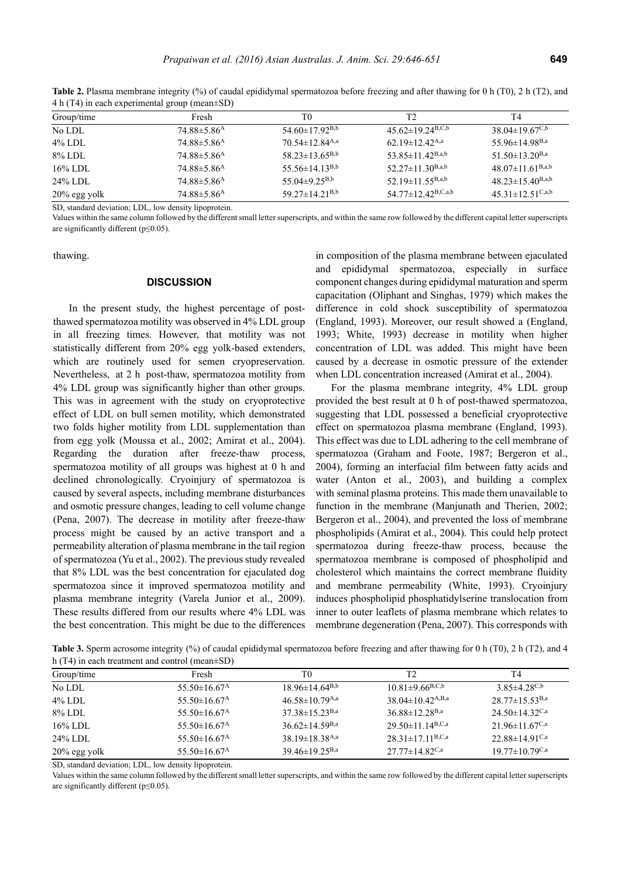**Table 2.** Plasma membrane integrity (%) of caudal epididymal spermatozoa before freezing and after thawing for 0 h (T0), 2 h (T2), and 4 h (T4) in each experimental group (mean±SD)

| Group/time | Fresh | T0 | T2 | T4 |
|---|---|---|---|---|
| No LDL | 74.88±5.86$^{A}$ | 54.60±17.92$^{B,b}$ | 45.62±19.24$^{B,C,b}$ | 38.04±19.67$^{C,b}$ |
| 4% LDL | 74.88±5.86$^{A}$ | 70.54±12.84$^{A,a}$ | 62.19±12.42$^{A,a}$ | 55.96±14.98$^{B,a}$ |
| 8% LDL | 74.88±5.86$^{A}$ | 58.23±13.65$^{B,b}$ | 53.85±11.42$^{B,a,b}$ | 51.50±13.20$^{B,a}$ |
| 16% LDL | 74.88±5.86$^{A}$ | 55.56±14.13$^{B,b}$ | 52.27±11.30$^{B,a,b}$ | 48.07±11.61$^{B,a,b}$ |
| 24% LDL | 74.88±5.86$^{A}$ | 55.04±9.25$^{B,b}$ | 52.19±11.55$^{B,a,b}$ | 48.23±15.40$^{B,a,b}$ |
| 20% egg yolk | 74.88±5.86$^{A}$ | 59.27±14.21$^{B,b}$ | 54.77±12.42$^{B,C,a,b}$ | 45.31±12.51$^{C,a,b}$ |

SD, standard deviation; LDL, low density lipoprotein.

Values within the same column followed by the different small letter superscripts, and within the same row followed by the different capital letter superscripts are significantly different ($p \leq 0.05$).

thawing.

## DISCUSSION

In the present study, the highest percentage of post-thawed spermatozoa motility was observed in 4% LDL group in all freezing times. However, that motility was not statistically different from 20% egg yolk-based extenders, which are routinely used for semen cryopreservation. Nevertheless, at 2 h post-thaw, spermatozoa motility from 4% LDL group was significantly higher than other groups. This was in agreement with the study on cryoprotective effect of LDL on bull semen motility, which demonstrated two folds higher motility from LDL supplementation than from egg yolk (Moussa et al., 2002; Amirat et al., 2004). Regarding the duration after freeze-thaw process, spermatozoa motility of all groups was highest at 0 h and declined chronologically. Cryoinjury of spermatozoa is caused by several aspects, including membrane disturbances and osmotic pressure changes, leading to cell volume change (Pena, 2007). The decrease in motility after freeze-thaw process might be caused by an active transport and a permeability alteration of plasma membrane in the tail region of spermatozoa (Yu et al., 2002). The previous study revealed that 8% LDL was the best concentration for ejaculated dog spermatozoa since it improved spermatozoa motility and plasma membrane integrity (Varela Junior et al., 2009). These results differed from our results where 4% LDL was the best concentration. This might be due to the differences in composition of the plasma membrane between ejaculated and epididymal spermatozoa, especially in surface component changes during epididymal maturation and sperm capacitation (Oliphant and Singhas, 1979) which makes the difference in cold shock susceptibility of spermatozoa (England, 1993). Moreover, our result showed a (England, 1993; White, 1993) decrease in motility when higher concentration of LDL was added. This might have been caused by a decrease in osmotic pressure of the extender when LDL concentration increased (Amirat et al., 2004).

For the plasma membrane integrity, 4% LDL group provided the best result at 0 h of post-thawed spermatozoa, suggesting that LDL possessed a beneficial cryoprotective effect on spermatozoa plasma membrane (England, 1993). This effect was due to LDL adhering to the cell membrane of spermatozoa (Graham and Foote, 1987; Bergeron et al., 2004), forming an interfacial film between fatty acids and water (Anton et al., 2003), and building a complex with seminal plasma proteins. This made them unavailable to function in the membrane (Manjunath and Therien, 2002; Bergeron et al., 2004), and prevented the loss of membrane phospholipids (Amirat et al., 2004). This could help protect spermatozoa during freeze-thaw process, because the spermatozoa membrane is composed of phospholipid and cholesterol which maintains the correct membrane fluidity and membrane permeability (White, 1993). Cryoinjury induces phospholipid phosphatidylserine translocation from inner to outer leaflets of plasma membrane which relates to membrane degeneration (Pena, 2007). This corresponds with

**Table 3.** Sperm acrosome integrity (%) of caudal epididymal spermatozoa before freezing and after thawing for 0 h (T0), 2 h (T2), and 4 h (T4) in each treatment and control (mean±SD)

| Group/time | Fresh | T0 | T2 | T4 |
|---|---|---|---|---|
| No LDL | 55.50±16.67$^{A}$ | 18.96±14.64$^{B,b}$ | 10.81±9.66$^{B,C,b}$ | 3.85±4.28$^{C,b}$ |
| 4% LDL | 55.50±16.67$^{A}$ | 46.58±10.79$^{A,a}$ | 38.04±10.42$^{A,B,a}$ | 28.77±15.53$^{B,a}$ |
| 8% LDL | 55.50±16.67$^{A}$ | 37.38±15.23$^{B,a}$ | 36.88±12.28$^{B,a}$ | 24.50±14.32$^{C,a}$ |
| 16% LDL | 55.50±16.67$^{A}$ | 36.62±14.59$^{B,a}$ | 29.50±11.14$^{B,C,a}$ | 21.96±11.67$^{C,a}$ |
| 24% LDL | 55.50±16.67$^{A}$ | 38.19±18.38$^{A,a}$ | 28.31±17.11$^{B,C,a}$ | 22.88±14.91$^{C,a}$ |
| 20% egg yolk | 55.50±16.67$^{A}$ | 39.46±19.25$^{B,a}$ | 27.77±14.82$^{C,a}$ | 19.77±10.79$^{C,a}$ |

SD, standard deviation; LDL, low density lipoprotein.

Values within the same column followed by the different small letter superscripts, and within the same row followed by the different capital letter superscripts are significantly different ($p \leq 0.05$).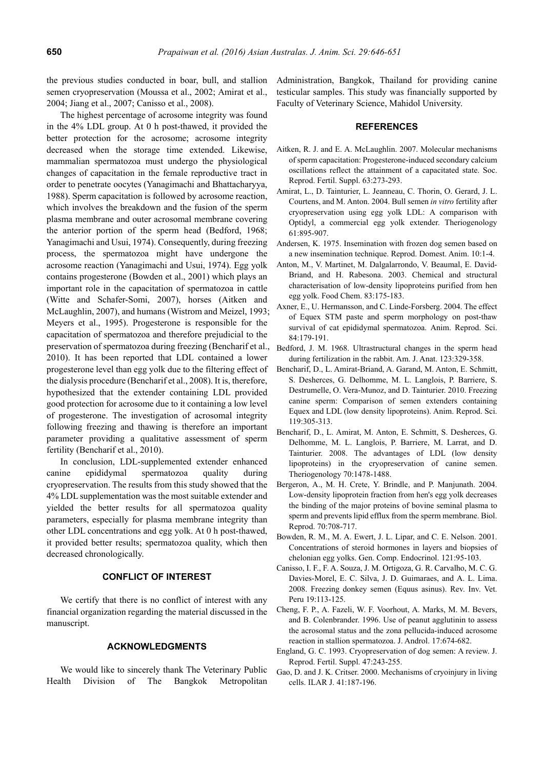the previous studies conducted in boar, bull, and stallion semen cryopreservation (Moussa et al., 2002; Amirat et al., 2004; Jiang et al., 2007; Canisso et al., 2008).

The highest percentage of acrosome integrity was found in the 4% LDL group. At 0 h post-thawed, it provided the better protection for the acrosome; acrosome integrity decreased when the storage time extended. Likewise, mammalian spermatozoa must undergo the physiological changes of capacitation in the female reproductive tract in order to penetrate oocytes (Yanagimachi and Bhattacharyya, 1988). Sperm capacitation is followed by acrosome reaction, which involves the breakdown and the fusion of the sperm plasma membrane and outer acrosomal membrane covering the anterior portion of the sperm head (Bedford, 1968; Yanagimachi and Usui, 1974). Consequently, during freezing process, the spermatozoa might have undergone the acrosome reaction (Yanagimachi and Usui, 1974). Egg yolk contains progesterone (Bowden et al., 2001) which plays an important role in the capacitation of spermatozoa in cattle (Witte and Schafer-Somi, 2007), horses (Aitken and McLaughlin, 2007), and humans (Wistrom and Meizel, 1993; Meyers et al., 1995). Progesterone is responsible for the capacitation of spermatozoa and therefore prejudicial to the preservation of spermatozoa during freezing (Bencharif et al., 2010). It has been reported that LDL contained a lower progesterone level than egg yolk due to the filtering effect of the dialysis procedure (Bencharif et al., 2008). It is, therefore, hypothesized that the extender containing LDL provided good protection for acrosome due to it containing a low level of progesterone. The investigation of acrosomal integrity following freezing and thawing is therefore an important parameter providing a qualitative assessment of sperm fertility (Bencharif et al., 2010).

In conclusion, LDL-supplemented extender enhanced canine epididymal spermatozoa quality during cryopreservation. The results from this study showed that the 4% LDL supplementation was the most suitable extender and yielded the better results for all spermatozoa quality parameters, especially for plasma membrane integrity than other LDL concentrations and egg yolk. At 0 h post-thawed, it provided better results; spermatozoa quality, which then decreased chronologically.

## CONFLICT OF INTEREST

We certify that there is no conflict of interest with any financial organization regarding the material discussed in the manuscript.

## ACKNOWLEDGMENTS

We would like to sincerely thank The Veterinary Public Health Division of The Bangkok Metropolitan Administration, Bangkok, Thailand for providing canine testicular samples. This study was financially supported by Faculty of Veterinary Science, Mahidol University.

## REFERENCES

Aitken, R. J. and E. A. McLaughlin. 2007. Molecular mechanisms of sperm capacitation: Progesterone-induced secondary calcium oscillations reflect the attainment of a capacitated state. Soc. Reprod. Fertil. Suppl. 63:273-293.

Amirat, L., D. Tainturier, L. Jeanneau, C. Thorin, O. Gerard, J. L. Courtens, and M. Anton. 2004. Bull semen *in vitro* fertility after cryopreservation using egg yolk LDL: A comparison with Optidyl, a commercial egg yolk extender. Theriogenology 61:895-907.

Andersen, K. 1975. Insemination with frozen dog semen based on a new insemination technique. Reprod. Domest. Anim. 10:1-4.

Anton, M., V. Martinet, M. Dalgalarrondo, V. Beaumal, E. David-Briand, and H. Rabesona. 2003. Chemical and structural characterisation of low-density lipoproteins purified from hen egg yolk. Food Chem. 83:175-183.

Axner, E., U. Hermansson, and C. Linde-Forsberg. 2004. The effect of Equex STM paste and sperm morphology on post-thaw survival of cat epididymal spermatozoa. Anim. Reprod. Sci. 84:179-191.

Bedford, J. M. 1968. Ultrastructural changes in the sperm head during fertilization in the rabbit. Am. J. Anat. 123:329-358.

Bencharif, D., L. Amirat-Briand, A. Garand, M. Anton, E. Schmitt, S. Desherces, G. Delhomme, M. L. Langlois, P. Barriere, S. Destrumelle, O. Vera-Munoz, and D. Tainturier. 2010. Freezing canine sperm: Comparison of semen extenders containing Equex and LDL (low density lipoproteins). Anim. Reprod. Sci. 119:305-313.

Bencharif, D., L. Amirat, M. Anton, E. Schmitt, S. Desherces, G. Delhomme, M. L. Langlois, P. Barriere, M. Larrat, and D. Tainturier. 2008. The advantages of LDL (low density lipoproteins) in the cryopreservation of canine semen. Theriogenology 70:1478-1488.

Bergeron, A., M. H. Crete, Y. Brindle, and P. Manjunath. 2004. Low-density lipoprotein fraction from hen's egg yolk decreases the binding of the major proteins of bovine seminal plasma to sperm and prevents lipid efflux from the sperm membrane. Biol. Reprod. 70:708-717.

Bowden, R. M., M. A. Ewert, J. L. Lipar, and C. E. Nelson. 2001. Concentrations of steroid hormones in layers and biopsies of chelonian egg yolks. Gen. Comp. Endocrinol. 121:95-103.

Canisso, I. F., F. A. Souza, J. M. Ortigoza, G. R. Carvalho, M. C. G. Davies-Morel, E. C. Silva, J. D. Guimaraes, and A. L. Lima. 2008. Freezing donkey semen (Equus asinus). Rev. Inv. Vet. Peru 19:113-125.

Cheng, F. P., A. Fazeli, W. F. Voorhout, A. Marks, M. M. Bevers, and B. Colenbrander. 1996. Use of peanut agglutinin to assess the acrosomal status and the zona pellucida-induced acrosome reaction in stallion spermatozoa. J. Androl. 17:674-682.

England, G. C. 1993. Cryopreservation of dog semen: A review. J. Reprod. Fertil. Suppl. 47:243-255.

Gao, D. and J. K. Critser. 2000. Mechanisms of cryoinjury in living cells. ILAR J. 41:187-196.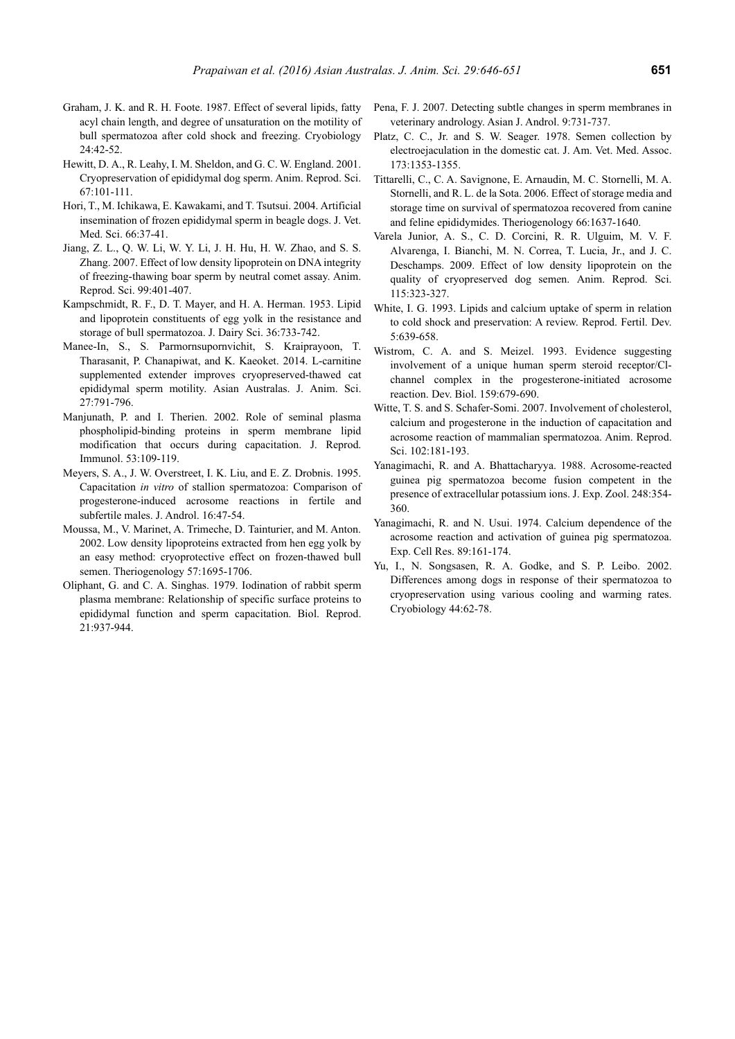Graham, J. K. and R. H. Foote. 1987. Effect of several lipids, fatty acyl chain length, and degree of unsaturation on the motility of bull spermatozoa after cold shock and freezing. Cryobiology 24:42-52.

Hewitt, D. A., R. Leahy, I. M. Sheldon, and G. C. W. England. 2001. Cryopreservation of epididymal dog sperm. Anim. Reprod. Sci. 67:101-111.

Hori, T., M. Ichikawa, E. Kawakami, and T. Tsutsui. 2004. Artificial insemination of frozen epididymal sperm in beagle dogs. J. Vet. Med. Sci. 66:37-41.

Jiang, Z. L., Q. W. Li, W. Y. Li, J. H. Hu, H. W. Zhao, and S. S. Zhang. 2007. Effect of low density lipoprotein on DNA integrity of freezing-thawing boar sperm by neutral comet assay. Anim. Reprod. Sci. 99:401-407.

Kampschmidt, R. F., D. T. Mayer, and H. A. Herman. 1953. Lipid and lipoprotein constituents of egg yolk in the resistance and storage of bull spermatozoa. J. Dairy Sci. 36:733-742.

Manee-In, S., S. Parmornsupornvichit, S. Kraiprayoon, T. Tharasanit, P. Chanapiwat, and K. Kaeoket. 2014. L-carnitine supplemented extender improves cryopreserved-thawed cat epididymal sperm motility. Asian Australas. J. Anim. Sci. 27:791-796.

Manjunath, P. and I. Therien. 2002. Role of seminal plasma phospholipid-binding proteins in sperm membrane lipid modification that occurs during capacitation. J. Reprod. Immunol. 53:109-119.

Meyers, S. A., J. W. Overstreet, I. K. Liu, and E. Z. Drobnis. 1995. Capacitation *in vitro* of stallion spermatozoa: Comparison of progesterone-induced acrosome reactions in fertile and subfertile males. J. Androl. 16:47-54.

Moussa, M., V. Marinet, A. Trimeche, D. Tainturier, and M. Anton. 2002. Low density lipoproteins extracted from hen egg yolk by an easy method: cryoprotective effect on frozen-thawed bull semen. Theriogenology 57:1695-1706.

Oliphant, G. and C. A. Singhas. 1979. Iodination of rabbit sperm plasma membrane: Relationship of specific surface proteins to epididymal function and sperm capacitation. Biol. Reprod. 21:937-944.

Pena, F. J. 2007. Detecting subtle changes in sperm membranes in veterinary andrology. Asian J. Androl. 9:731-737.

Platz, C. C., Jr. and S. W. Seager. 1978. Semen collection by electroejaculation in the domestic cat. J. Am. Vet. Med. Assoc. 173:1353-1355.

Tittarelli, C., C. A. Savignone, E. Arnaudin, M. C. Stornelli, M. A. Stornelli, and R. L. de la Sota. 2006. Effect of storage media and storage time on survival of spermatozoa recovered from canine and feline epididymides. Theriogenology 66:1637-1640.

Varela Junior, A. S., C. D. Corcini, R. R. Ulguim, M. V. F. Alvarenga, I. Bianchi, M. N. Correa, T. Lucia, Jr., and J. C. Deschamps. 2009. Effect of low density lipoprotein on the quality of cryopreserved dog semen. Anim. Reprod. Sci. 115:323-327.

White, I. G. 1993. Lipids and calcium uptake of sperm in relation to cold shock and preservation: A review. Reprod. Fertil. Dev. 5:639-658.

Wistrom, C. A. and S. Meizel. 1993. Evidence suggesting involvement of a unique human sperm steroid receptor/Cl-channel complex in the progesterone-initiated acrosome reaction. Dev. Biol. 159:679-690.

Witte, T. S. and S. Schafer-Somi. 2007. Involvement of cholesterol, calcium and progesterone in the induction of capacitation and acrosome reaction of mammalian spermatozoa. Anim. Reprod. Sci. 102:181-193.

Yanagimachi, R. and A. Bhattacharyya. 1988. Acrosome-reacted guinea pig spermatozoa become fusion competent in the presence of extracellular potassium ions. J. Exp. Zool. 248:354-360.

Yanagimachi, R. and N. Usui. 1974. Calcium dependence of the acrosome reaction and activation of guinea pig spermatozoa. Exp. Cell Res. 89:161-174.

Yu, I., N. Songsasen, R. A. Godke, and S. P. Leibo. 2002. Differences among dogs in response of their spermatozoa to cryopreservation using various cooling and warming rates. Cryobiology 44:62-78.